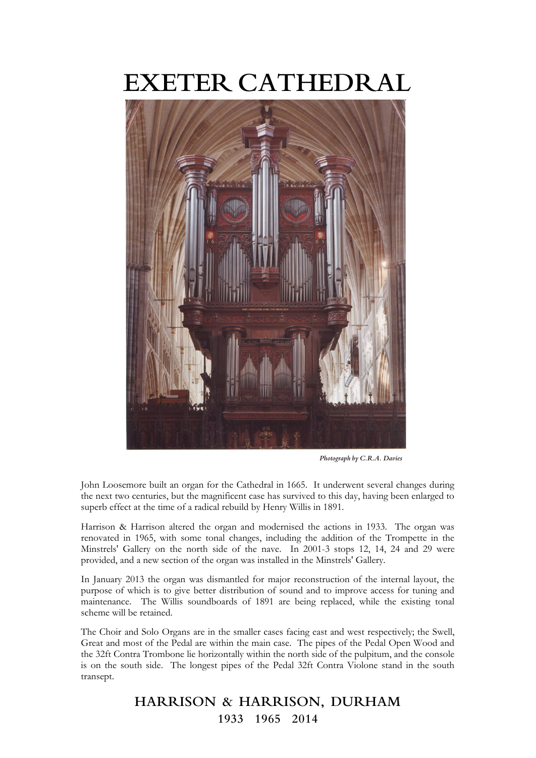# EXETER CATHEDRAL

*Photograph by C.R.A. Davies*

John Loosemore built an organ for the Cathedral in 1665. It underwent several changes during the next two centuries, but the magnificent case has survived to this day, having been enlarged to superb effect at the time of a radical rebuild by Henry Willis in 1891.

Harrison & Harrison altered the organ and modernised the actions in 1933. The organ was renovated in 1965, with some tonal changes, including the addition of the Trompette in the Minstrels' Gallery on the north side of the nave. In 2001-3 stops 12, 14, 24 and 29 were provided, and a new section of the organ was installed in the Minstrels' Gallery.

In January 2013 the organ was dismantled for major reconstruction of the internal layout, the purpose of which is to give better distribution of sound and to improve access for tuning and maintenance. The Willis soundboards of 1891 are being replaced, while the existing tonal scheme will be retained.

The Choir and Solo Organs are in the smaller cases facing east and west respectively; the Swell, Great and most of the Pedal are within the main case. The pipes of the Pedal Open Wood and the 32ft Contra Trombone lie horizontally within the north side of the pulpitum, and the console is on the south side. The longest pipes of the Pedal 32ft Contra Violone stand in the south transept.

## HARRISON & HARRISON, DURHAM

1933 1965 2014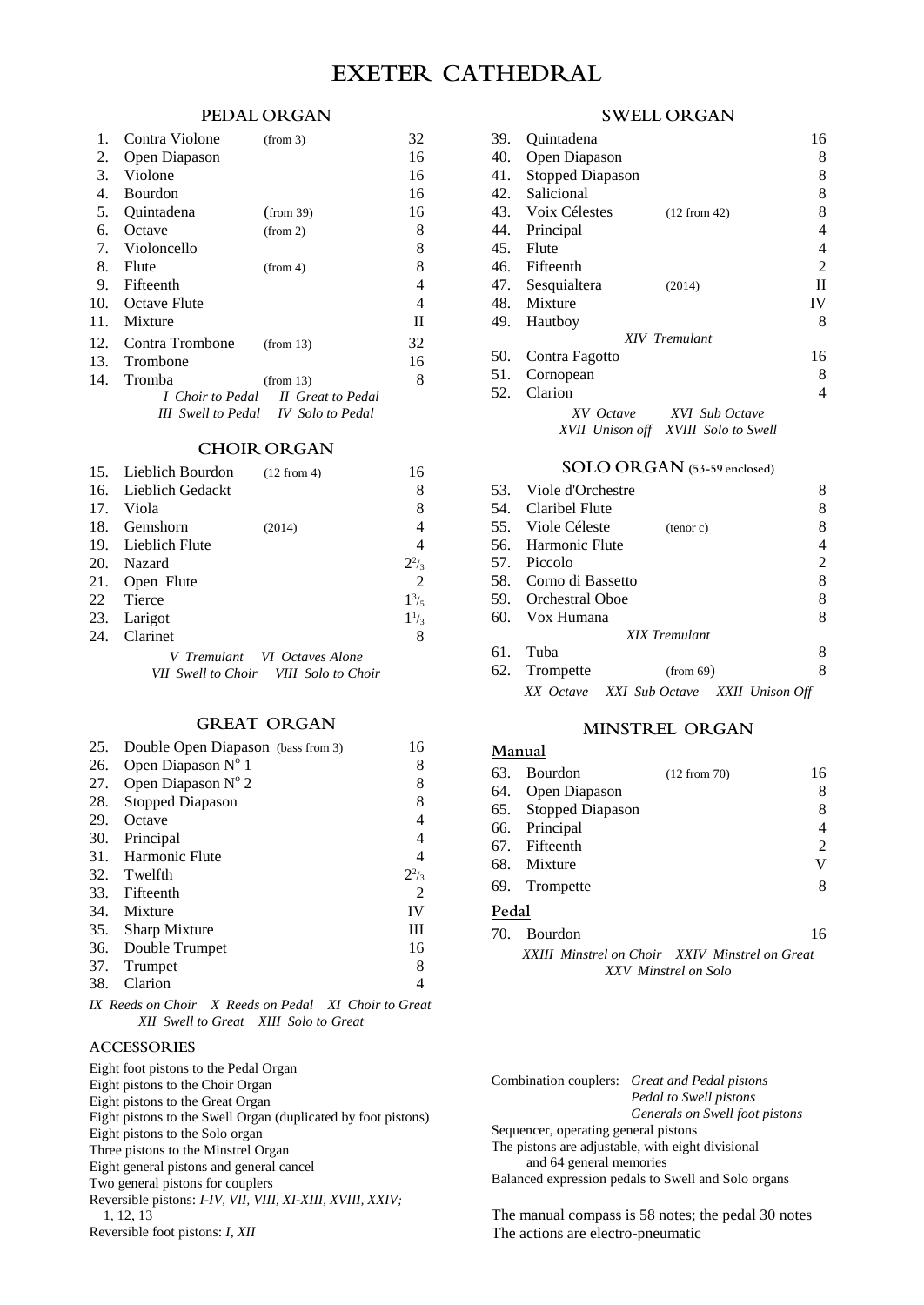# EXETER CATHEDRAL

## PEDAL ORGAN

| | | | |
|---|---|---|---|
| 1. | Contra Violone | (from 3) | 32 |
| 2. | Open Diapason | | 16 |
| 3. | Violone | | 16 |
| 4. | Bourdon | | 16 |
| 5. | Quintadena | (from 39) | 16 |
| 6. | Octave | (from 2) | 8 |
| 7. | Violoncello | | 8 |
| 8. | Flute | (from 4) | 8 |
| 9. | Fifteenth | | 4 |
| 10. | Octave Flute | | 4 |
| 11. | Mixture | | II |
| 12. | Contra Trombone | (from 13) | 32 |
| 13. | Trombone | | 16 |
| 14. | Tromba | (from 13) | 8 |

*I Choir to Pedal  II Great to Pedal*
*III Swell to Pedal  IV Solo to Pedal*

## CHOIR ORGAN

| | | | |
|---|---|---|---|
| 15. | Lieblich Bourdon | (12 from 4) | 16 |
| 16. | Lieblich Gedackt | | 8 |
| 17. | Viola | | 8 |
| 18. | Gemshorn | (2014) | 4 |
| 19. | Lieblich Flute | | 4 |
| 20. | Nazard | | $2^2/_3$ |
| 21. | Open Flute | | 2 |
| 22 | Tierce | | $1^3/_5$ |
| 23. | Larigot | | $1^1/_3$ |
| 24. | Clarinet | | 8 |

*V Tremulant  VI Octaves Alone*
*VII Swell to Choir  VIII Solo to Choir*

## GREAT ORGAN

| | | | |
|---|---|---|---|
| 25. | Double Open Diapason | (bass from 3) | 16 |
| 26. | Open Diapason N° 1 | | 8 |
| 27. | Open Diapason N° 2 | | 8 |
| 28. | Stopped Diapason | | 8 |
| 29. | Octave | | 4 |
| 30. | Principal | | 4 |
| 31. | Harmonic Flute | | 4 |
| 32. | Twelfth | | $2^2/_3$ |
| 33. | Fifteenth | | 2 |
| 34. | Mixture | | IV |
| 35. | Sharp Mixture | | III |
| 36. | Double Trumpet | | 16 |
| 37. | Trumpet | | 8 |
| 38. | Clarion | | 4 |

*IX Reeds on Choir  X Reeds on Pedal  XI Choir to Great*
*XII Swell to Great  XIII Solo to Great*

## SWELL ORGAN

| | | | |
|---|---|---|---|
| 39. | Quintadena | | 16 |
| 40. | Open Diapason | | 8 |
| 41. | Stopped Diapason | | 8 |
| 42. | Salicional | | 8 |
| 43. | Voix Célestes | (12 from 42) | 8 |
| 44. | Principal | | 4 |
| 45. | Flute | | 4 |
| 46. | Fifteenth | | 2 |
| 47. | Sesquialtera | (2014) | II |
| 48. | Mixture | | IV |
| 49. | Hautboy | | 8 |
| | *XIV Tremulant* | | |
| 50. | Contra Fagotto | | 16 |
| 51. | Cornopean | | 8 |
| 52. | Clarion | | 4 |

*XV Octave  XVI Sub Octave*
*XVII Unison off  XVIII Solo to Swell*

## SOLO ORGAN (53-59 enclosed)

| | | | |
|---|---|---|---|
| 53. | Viole d'Orchestre | | 8 |
| 54. | Claribel Flute | | 8 |
| 55. | Viole Céleste | (tenor c) | 8 |
| 56. | Harmonic Flute | | 4 |
| 57. | Piccolo | | 2 |
| 58. | Corno di Bassetto | | 8 |
| 59. | Orchestral Oboe | | 8 |
| 60. | Vox Humana | | 8 |
| | *XIX Tremulant* | | |
| 61. | Tuba | | 8 |
| 62. | Trompette | (from 69) | 8 |

*XX Octave  XXI Sub Octave  XXII Unison Off*

## MINSTREL ORGAN

**Manual**

| | | | |
|---|---|---|---|
| 63. | Bourdon | (12 from 70) | 16 |
| 64. | Open Diapason | | 8 |
| 65. | Stopped Diapason | | 8 |
| 66. | Principal | | 4 |
| 67. | Fifteenth | | 2 |
| 68. | Mixture | | V |
| 69. | Trompette | | 8 |

**Pedal**

| | | | |
|---|---|---|---|
| 70. | Bourdon | | 16 |

*XXIII Minstrel on Choir  XXIV Minstrel on Great*
*XXV Minstrel on Solo*

## ACCESSORIES

Eight foot pistons to the Pedal Organ
Eight pistons to the Choir Organ
Eight pistons to the Great Organ
Eight pistons to the Swell Organ (duplicated by foot pistons)
Eight pistons to the Solo organ
Three pistons to the Minstrel Organ
Eight general pistons and general cancel
Two general pistons for couplers
Reversible pistons: *I-IV, VII, VIII, XI-XIII, XVIII, XXIV;* 1, 12, 13
Reversible foot pistons: *I, XII*

Combination couplers: *Great and Pedal pistons*
*Pedal to Swell pistons*
*Generals on Swell foot pistons*
Sequencer, operating general pistons
The pistons are adjustable, with eight divisional and 64 general memories
Balanced expression pedals to Swell and Solo organs

The manual compass is 58 notes; the pedal 30 notes
The actions are electro-pneumatic